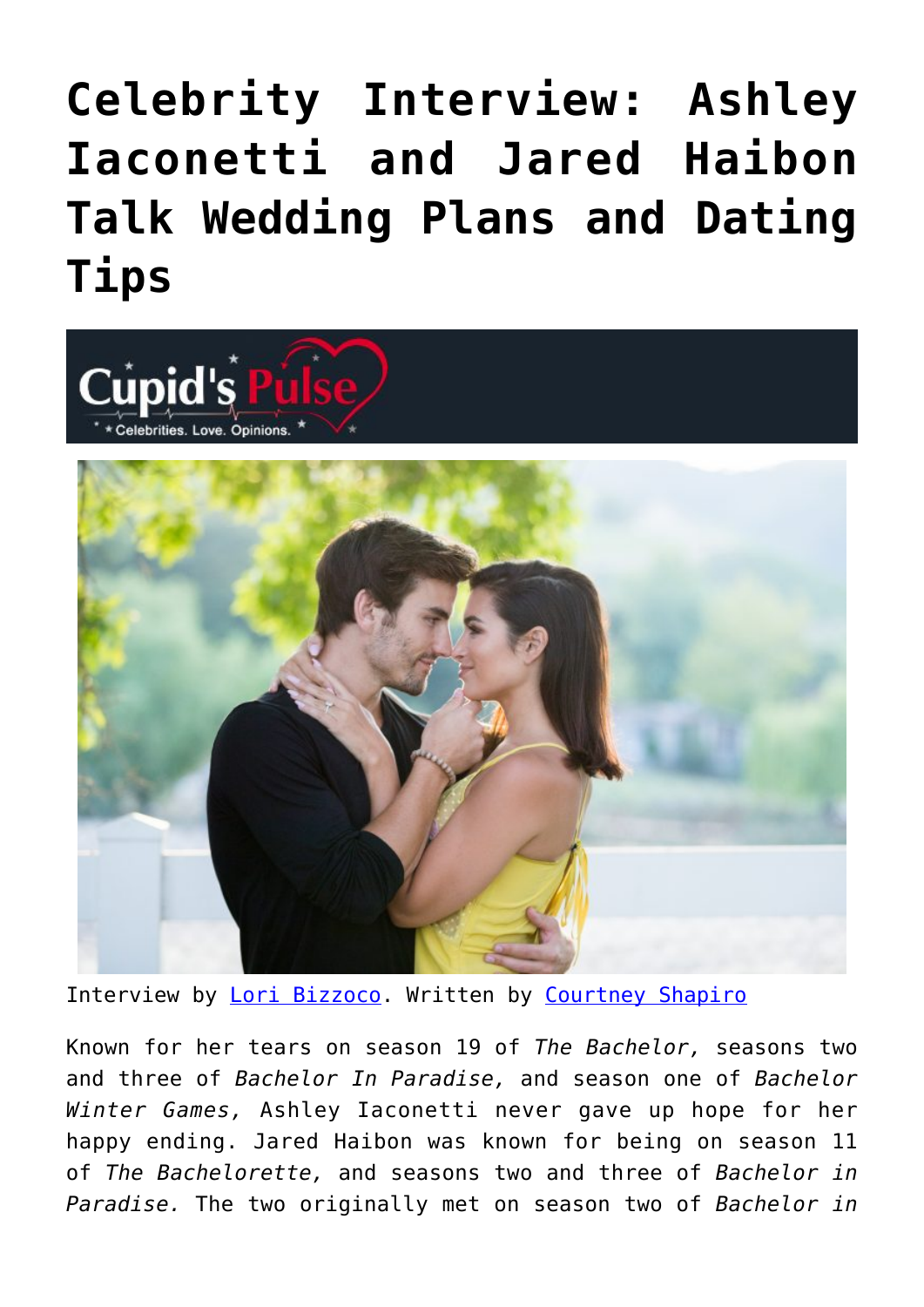# Celebrity Interview: Ashley Iaconetti and Jared Haibon Talk Wedding Plans and Dating Tips

Interview by [Lori Bizzoco](). Written by [Courtney Shapiro]()

Known for her tears on season 19 of *The Bachelor,* seasons two and three of *Bachelor In Paradise,* and season one of *Bachelor Winter Games,* Ashley Iaconetti never gave up hope for her happy ending. Jared Haibon was known for being on season 11 of *The Bachelorette,* and seasons two and three of *Bachelor in Paradise.* The two originally met on season two of *Bachelor in*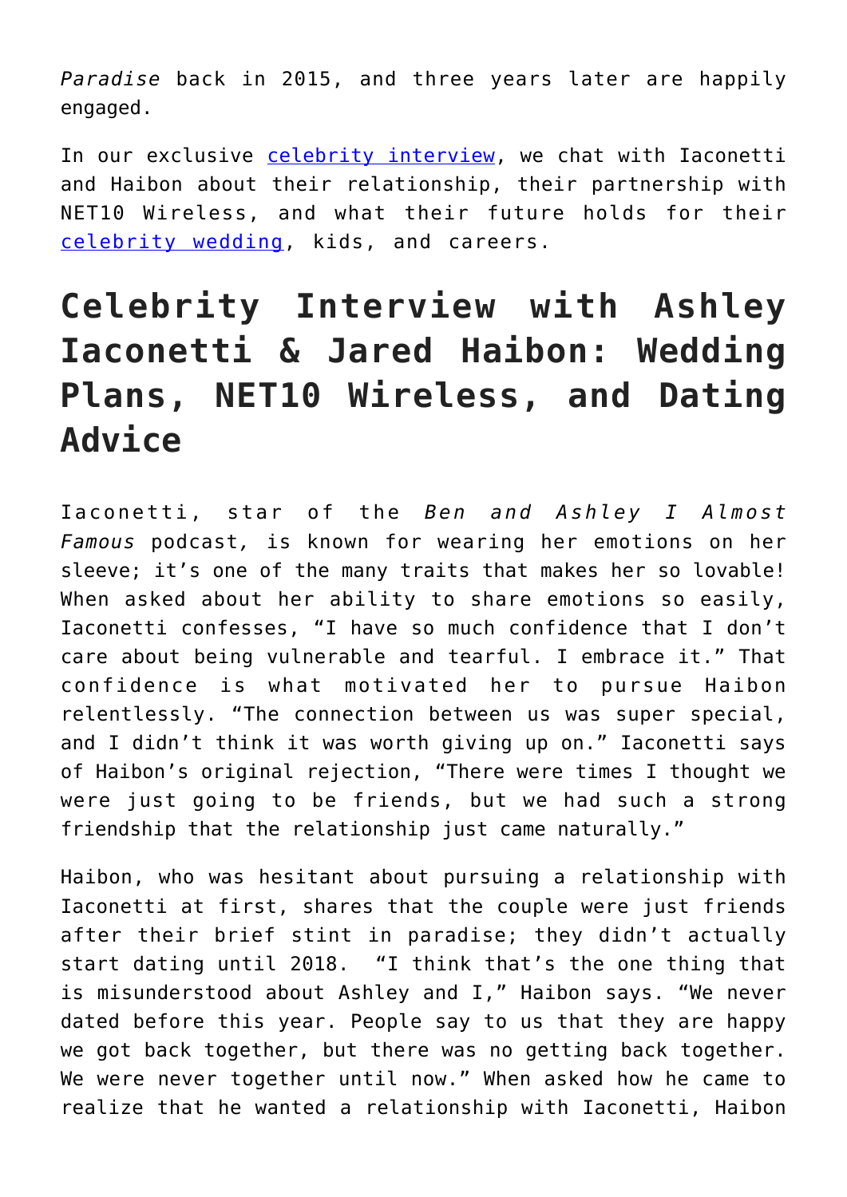*Paradise* back in 2015, and three years later are happily engaged.

In our exclusive [celebrity interview](), we chat with Iaconetti and Haibon about their relationship, their partnership with NET10 Wireless, and what their future holds for their [celebrity wedding](), kids, and careers.

# Celebrity Interview with Ashley Iaconetti & Jared Haibon: Wedding Plans, NET10 Wireless, and Dating Advice

Iaconetti, star of the *Ben and Ashley I Almost Famous* podcast, is known for wearing her emotions on her sleeve; it's one of the many traits that makes her so lovable! When asked about her ability to share emotions so easily, Iaconetti confesses, "I have so much confidence that I don't care about being vulnerable and tearful. I embrace it." That confidence is what motivated her to pursue Haibon relentlessly. "The connection between us was super special, and I didn't think it was worth giving up on." Iaconetti says of Haibon's original rejection, "There were times I thought we were just going to be friends, but we had such a strong friendship that the relationship just came naturally."

Haibon, who was hesitant about pursuing a relationship with Iaconetti at first, shares that the couple were just friends after their brief stint in paradise; they didn't actually start dating until 2018. "I think that's the one thing that is misunderstood about Ashley and I," Haibon says. "We never dated before this year. People say to us that they are happy we got back together, but there was no getting back together. We were never together until now." When asked how he came to realize that he wanted a relationship with Iaconetti, Haibon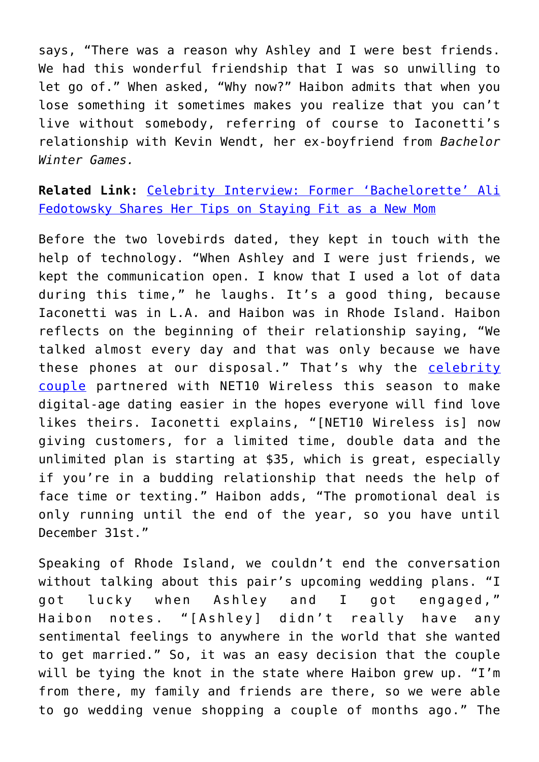says, "There was a reason why Ashley and I were best friends. We had this wonderful friendship that I was so unwilling to let go of." When asked, "Why now?" Haibon admits that when you lose something it sometimes makes you realize that you can't live without somebody, referring of course to Iaconetti's relationship with Kevin Wendt, her ex-boyfriend from *Bachelor Winter Games.*

**Related Link:** [Celebrity Interview: Former 'Bachelorette' Ali Fedotowsky Shares Her Tips on Staying Fit as a New Mom]()

Before the two lovebirds dated, they kept in touch with the help of technology. "When Ashley and I were just friends, we kept the communication open. I know that I used a lot of data during this time," he laughs. It's a good thing, because Iaconetti was in L.A. and Haibon was in Rhode Island. Haibon reflects on the beginning of their relationship saying, "We talked almost every day and that was only because we have these phones at our disposal." That's why the [celebrity couple]() partnered with NET10 Wireless this season to make digital-age dating easier in the hopes everyone will find love likes theirs. Iaconetti explains, "[NET10 Wireless is] now giving customers, for a limited time, double data and the unlimited plan is starting at $35, which is great, especially if you're in a budding relationship that needs the help of face time or texting." Haibon adds, "The promotional deal is only running until the end of the year, so you have until December 31st."

Speaking of Rhode Island, we couldn't end the conversation without talking about this pair's upcoming wedding plans. "I got lucky when Ashley and I got engaged," Haibon notes. "[Ashley] didn't really have any sentimental feelings to anywhere in the world that she wanted to get married." So, it was an easy decision that the couple will be tying the knot in the state where Haibon grew up. "I'm from there, my family and friends are there, so we were able to go wedding venue shopping a couple of months ago." The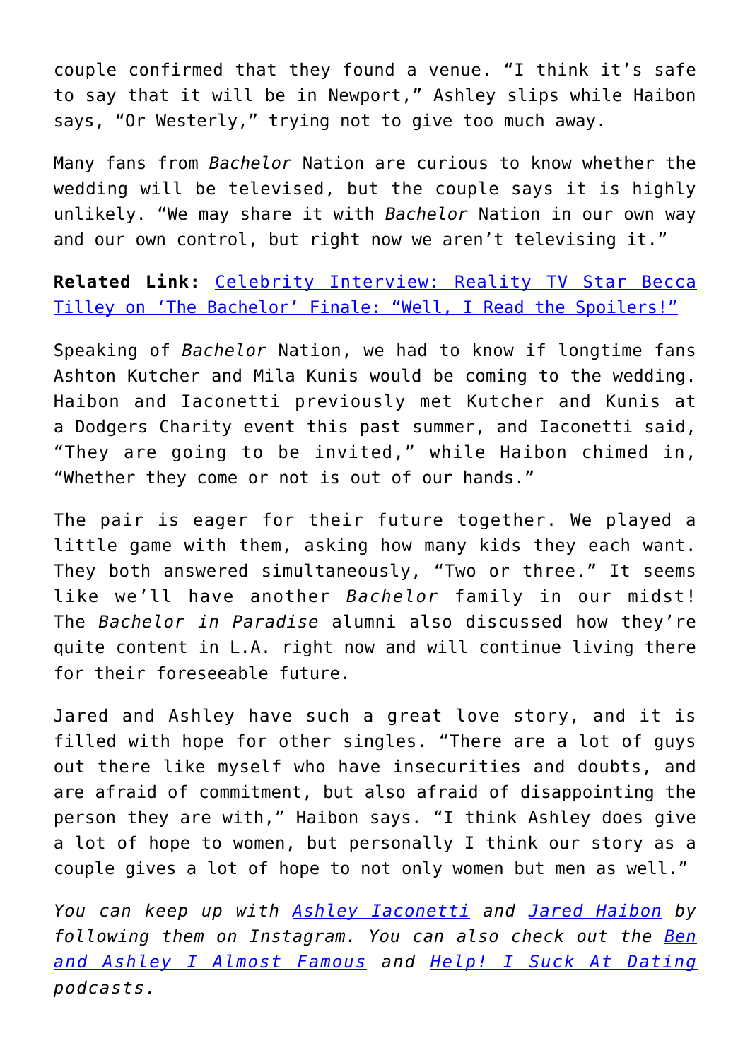couple confirmed that they found a venue. “I think it’s safe to say that it will be in Newport,” Ashley slips while Haibon says, “Or Westerly,” trying not to give too much away.

Many fans from *Bachelor* Nation are curious to know whether the wedding will be televised, but the couple says it is highly unlikely. “We may share it with *Bachelor* Nation in our own way and our own control, but right now we aren’t televising it.”

**Related Link:** Celebrity Interview: Reality TV Star Becca Tilley on ‘The Bachelor’ Finale: “Well, I Read the Spoilers!”

Speaking of *Bachelor* Nation, we had to know if longtime fans Ashton Kutcher and Mila Kunis would be coming to the wedding. Haibon and Iaconetti previously met Kutcher and Kunis at a Dodgers Charity event this past summer, and Iaconetti said, “They are going to be invited,” while Haibon chimed in, “Whether they come or not is out of our hands.”

The pair is eager for their future together. We played a little game with them, asking how many kids they each want. They both answered simultaneously, “Two or three.” It seems like we’ll have another *Bachelor* family in our midst! The *Bachelor in Paradise* alumni also discussed how they’re quite content in L.A. right now and will continue living there for their foreseeable future.

Jared and Ashley have such a great love story, and it is filled with hope for other singles. “There are a lot of guys out there like myself who have insecurities and doubts, and are afraid of commitment, but also afraid of disappointing the person they are with,” Haibon says. “I think Ashley does give a lot of hope to women, but personally I think our story as a couple gives a lot of hope to not only women but men as well.”

*You can keep up with Ashley Iaconetti and Jared Haibon by following them on Instagram. You can also check out the Ben and Ashley I Almost Famous and Help! I Suck At Dating podcasts.*